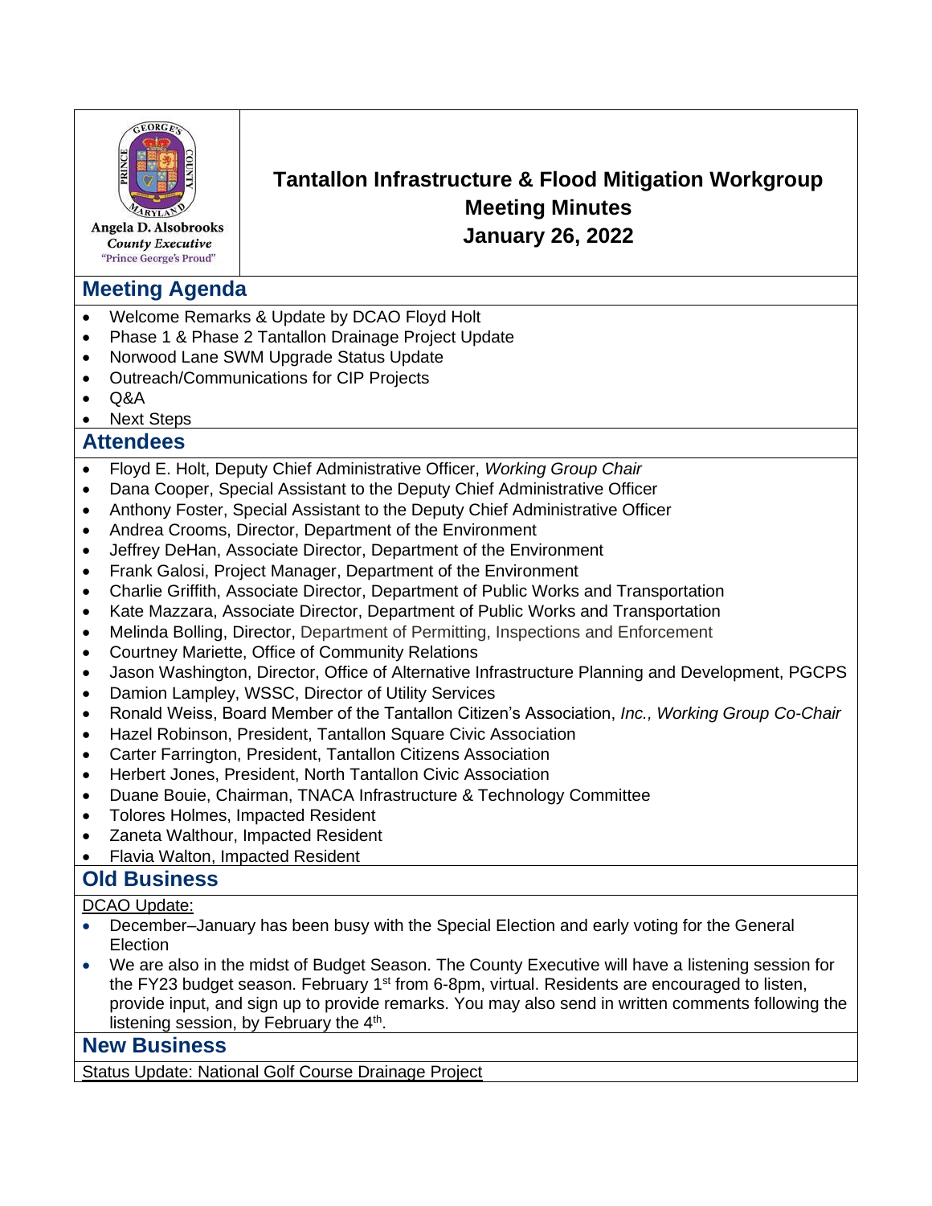Angela D. Alsobrooks
*County Executive*
"Prince George's Proud"

# Tantallon Infrastructure & Flood Mitigation Workgroup Meeting Minutes January 26, 2022

## Meeting Agenda

- Welcome Remarks & Update by DCAO Floyd Holt
- Phase 1 & Phase 2 Tantallon Drainage Project Update
- Norwood Lane SWM Upgrade Status Update
- Outreach/Communications for CIP Projects
- Q&A
- Next Steps

## Attendees

- Floyd E. Holt, Deputy Chief Administrative Officer, *Working Group Chair*
- Dana Cooper, Special Assistant to the Deputy Chief Administrative Officer
- Anthony Foster, Special Assistant to the Deputy Chief Administrative Officer
- Andrea Crooms, Director, Department of the Environment
- Jeffrey DeHan, Associate Director, Department of the Environment
- Frank Galosi, Project Manager, Department of the Environment
- Charlie Griffith, Associate Director, Department of Public Works and Transportation
- Kate Mazzara, Associate Director, Department of Public Works and Transportation
- Melinda Bolling, Director, Department of Permitting, Inspections and Enforcement
- Courtney Mariette, Office of Community Relations
- Jason Washington, Director, Office of Alternative Infrastructure Planning and Development, PGCPS
- Damion Lampley, WSSC, Director of Utility Services
- Ronald Weiss, Board Member of the Tantallon Citizen's Association, *Inc., Working Group Co-Chair*
- Hazel Robinson, President, Tantallon Square Civic Association
- Carter Farrington, President, Tantallon Citizens Association
- Herbert Jones, President, North Tantallon Civic Association
- Duane Bouie, Chairman, TNACA Infrastructure & Technology Committee
- Tolores Holmes, Impacted Resident
- Zaneta Walthour, Impacted Resident
- Flavia Walton, Impacted Resident

## Old Business

DCAO Update:

- December–January has been busy with the Special Election and early voting for the General Election
- We are also in the midst of Budget Season. The County Executive will have a listening session for the FY23 budget season. February 1st from 6-8pm, virtual. Residents are encouraged to listen, provide input, and sign up to provide remarks. You may also send in written comments following the listening session, by February the 4th.

## New Business

Status Update: National Golf Course Drainage Project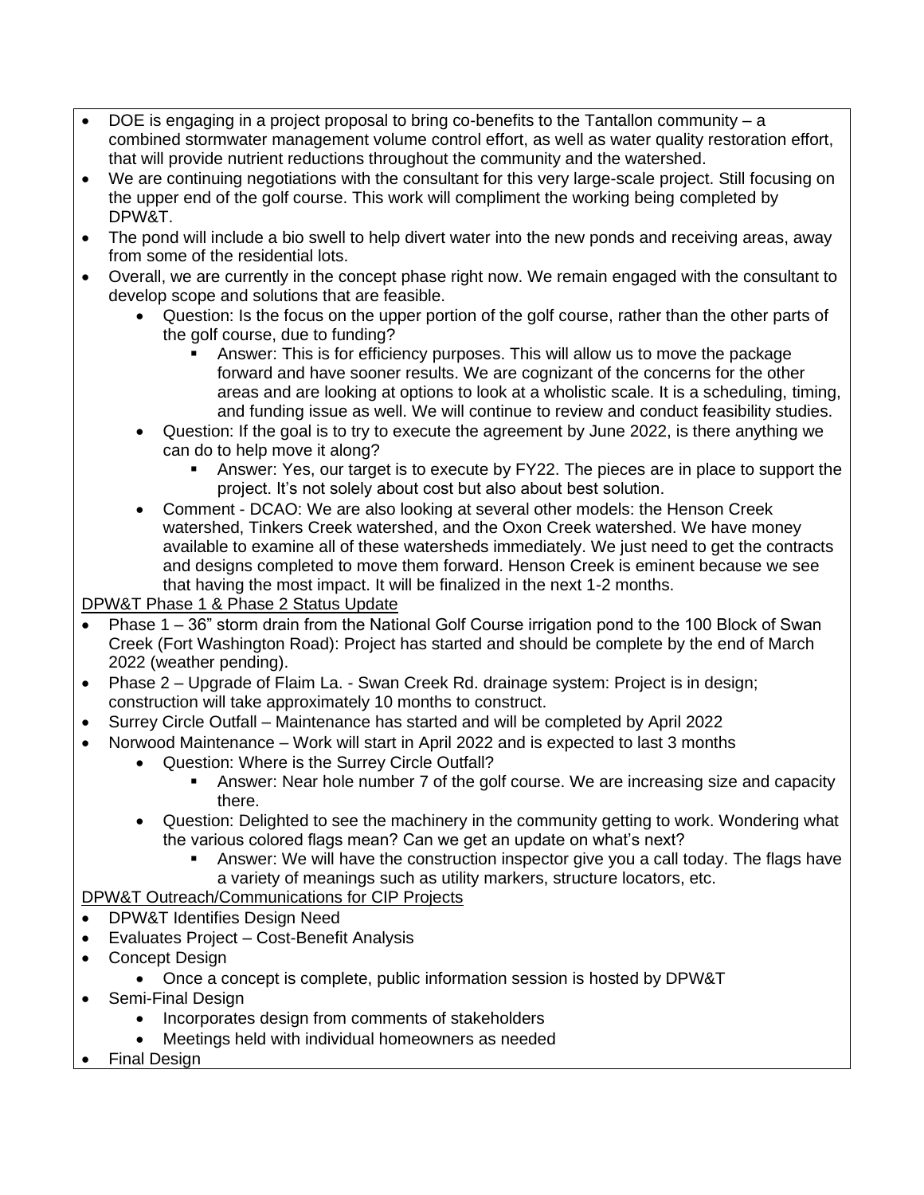- DOE is engaging in a project proposal to bring co-benefits to the Tantallon community – a combined stormwater management volume control effort, as well as water quality restoration effort, that will provide nutrient reductions throughout the community and the watershed.
- We are continuing negotiations with the consultant for this very large-scale project. Still focusing on the upper end of the golf course. This work will compliment the working being completed by DPW&T.
- The pond will include a bio swell to help divert water into the new ponds and receiving areas, away from some of the residential lots.
- Overall, we are currently in the concept phase right now. We remain engaged with the consultant to develop scope and solutions that are feasible.
    - Question: Is the focus on the upper portion of the golf course, rather than the other parts of the golf course, due to funding?
        - Answer: This is for efficiency purposes. This will allow us to move the package forward and have sooner results. We are cognizant of the concerns for the other areas and are looking at options to look at a wholistic scale. It is a scheduling, timing, and funding issue as well. We will continue to review and conduct feasibility studies.
    - Question: If the goal is to try to execute the agreement by June 2022, is there anything we can do to help move it along?
        - Answer: Yes, our target is to execute by FY22. The pieces are in place to support the project. It's not solely about cost but also about best solution.
    - Comment - DCAO: We are also looking at several other models: the Henson Creek watershed, Tinkers Creek watershed, and the Oxon Creek watershed. We have money available to examine all of these watersheds immediately. We just need to get the contracts and designs completed to move them forward. Henson Creek is eminent because we see that having the most impact. It will be finalized in the next 1-2 months.

<u>DPW&T Phase 1 & Phase 2 Status Update</u>

- Phase 1 – 36" storm drain from the National Golf Course irrigation pond to the 100 Block of Swan Creek (Fort Washington Road): Project has started and should be complete by the end of March 2022 (weather pending).
- Phase 2 – Upgrade of Flaim La. - Swan Creek Rd. drainage system: Project is in design; construction will take approximately 10 months to construct.
- Surrey Circle Outfall – Maintenance has started and will be completed by April 2022
- Norwood Maintenance – Work will start in April 2022 and is expected to last 3 months
    - Question: Where is the Surrey Circle Outfall?
        - Answer: Near hole number 7 of the golf course. We are increasing size and capacity there.
    - Question: Delighted to see the machinery in the community getting to work. Wondering what the various colored flags mean? Can we get an update on what's next?
        - Answer: We will have the construction inspector give you a call today. The flags have a variety of meanings such as utility markers, structure locators, etc.

<u>DPW&T Outreach/Communications for CIP Projects</u>

- DPW&T Identifies Design Need
- Evaluates Project – Cost-Benefit Analysis
- Concept Design
    - Once a concept is complete, public information session is hosted by DPW&T
- Semi-Final Design
    - Incorporates design from comments of stakeholders
    - Meetings held with individual homeowners as needed
- Final Design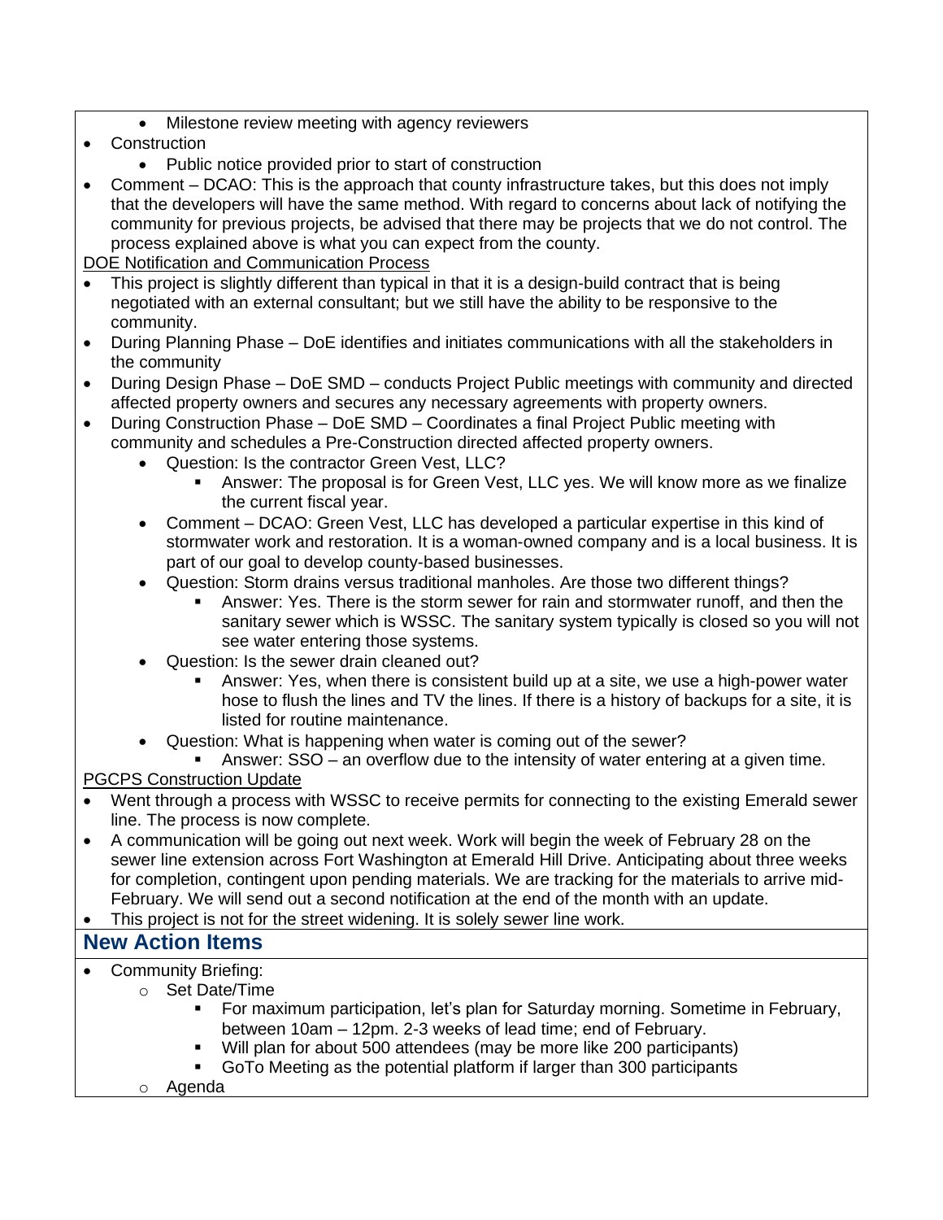- Milestone review meeting with agency reviewers
- Construction
    - Public notice provided prior to start of construction
- Comment – DCAO: This is the approach that county infrastructure takes, but this does not imply that the developers will have the same method. With regard to concerns about lack of notifying the community for previous projects, be advised that there may be projects that we do not control. The process explained above is what you can expect from the county.

<u>DOE Notification and Communication Process</u>

- This project is slightly different than typical in that it is a design-build contract that is being negotiated with an external consultant; but we still have the ability to be responsive to the community.
- During Planning Phase – DoE identifies and initiates communications with all the stakeholders in the community
- During Design Phase – DoE SMD – conducts Project Public meetings with community and directed affected property owners and secures any necessary agreements with property owners.
- During Construction Phase – DoE SMD – Coordinates a final Project Public meeting with community and schedules a Pre-Construction directed affected property owners.
    - Question: Is the contractor Green Vest, LLC?
        - Answer: The proposal is for Green Vest, LLC yes. We will know more as we finalize the current fiscal year.
    - Comment – DCAO: Green Vest, LLC has developed a particular expertise in this kind of stormwater work and restoration. It is a woman-owned company and is a local business. It is part of our goal to develop county-based businesses.
    - Question: Storm drains versus traditional manholes. Are those two different things?
        - Answer: Yes. There is the storm sewer for rain and stormwater runoff, and then the sanitary sewer which is WSSC. The sanitary system typically is closed so you will not see water entering those systems.
    - Question: Is the sewer drain cleaned out?
        - Answer: Yes, when there is consistent build up at a site, we use a high-power water hose to flush the lines and TV the lines. If there is a history of backups for a site, it is listed for routine maintenance.
    - Question: What is happening when water is coming out of the sewer?
        - Answer: SSO – an overflow due to the intensity of water entering at a given time.

<u>PGCPS Construction Update</u>

- Went through a process with WSSC to receive permits for connecting to the existing Emerald sewer line. The process is now complete.
- A communication will be going out next week. Work will begin the week of February 28 on the sewer line extension across Fort Washington at Emerald Hill Drive. Anticipating about three weeks for completion, contingent upon pending materials. We are tracking for the materials to arrive mid-February. We will send out a second notification at the end of the month with an update.
- This project is not for the street widening. It is solely sewer line work.

## New Action Items

- Community Briefing:
    - Set Date/Time
        - For maximum participation, let's plan for Saturday morning. Sometime in February, between 10am – 12pm. 2-3 weeks of lead time; end of February.
        - Will plan for about 500 attendees (may be more like 200 participants)
        - GoTo Meeting as the potential platform if larger than 300 participants
    - Agenda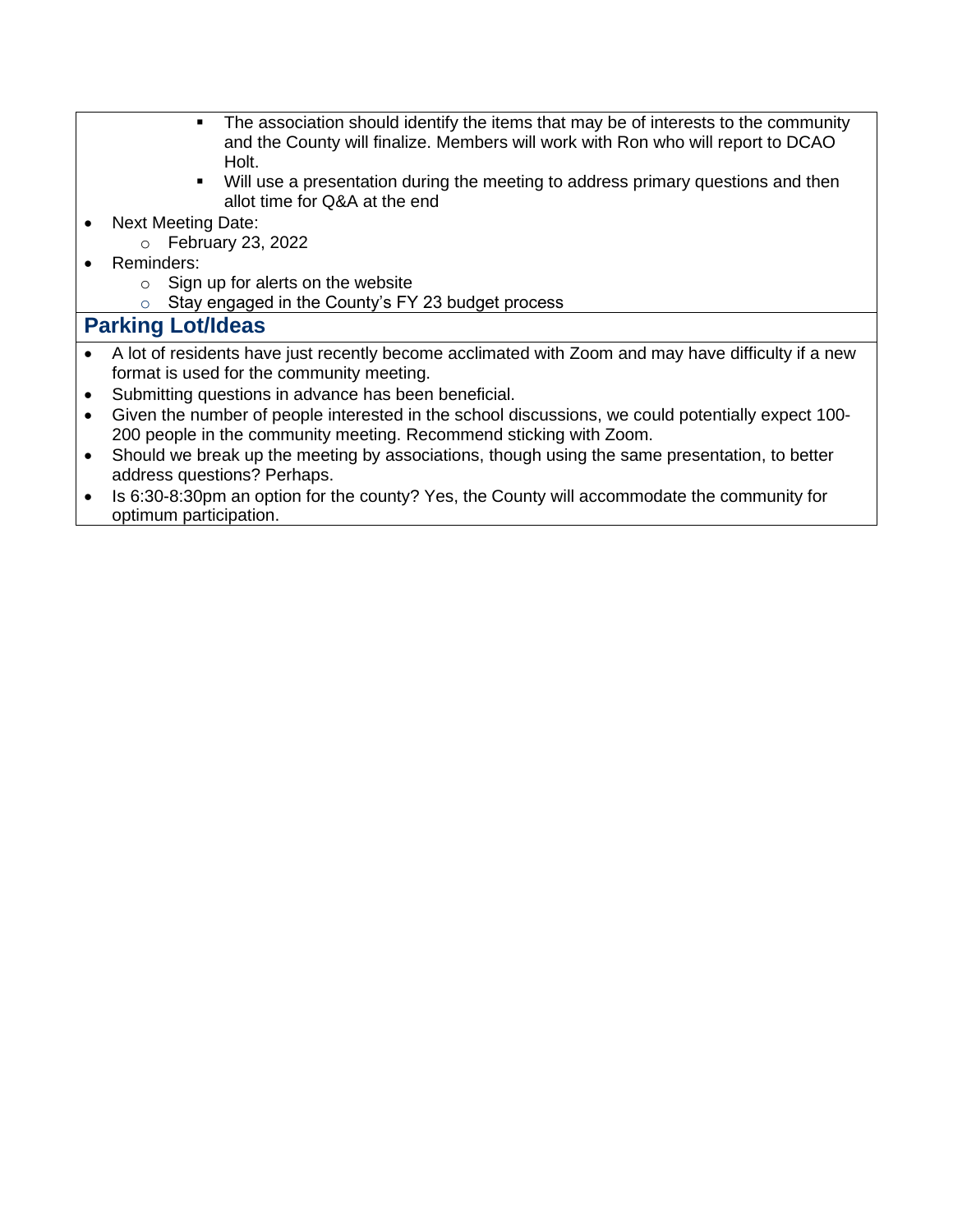- The association should identify the items that may be of interests to the community and the County will finalize. Members will work with Ron who will report to DCAO Holt.
        - Will use a presentation during the meeting to address primary questions and then allot time for Q&A at the end
- Next Meeting Date:
    - February 23, 2022
- Reminders:
    - Sign up for alerts on the website
    - Stay engaged in the County's FY 23 budget process

## Parking Lot/Ideas

- A lot of residents have just recently become acclimated with Zoom and may have difficulty if a new format is used for the community meeting.
- Submitting questions in advance has been beneficial.
- Given the number of people interested in the school discussions, we could potentially expect 100-200 people in the community meeting. Recommend sticking with Zoom.
- Should we break up the meeting by associations, though using the same presentation, to better address questions? Perhaps.
- Is 6:30-8:30pm an option for the county? Yes, the County will accommodate the community for optimum participation.